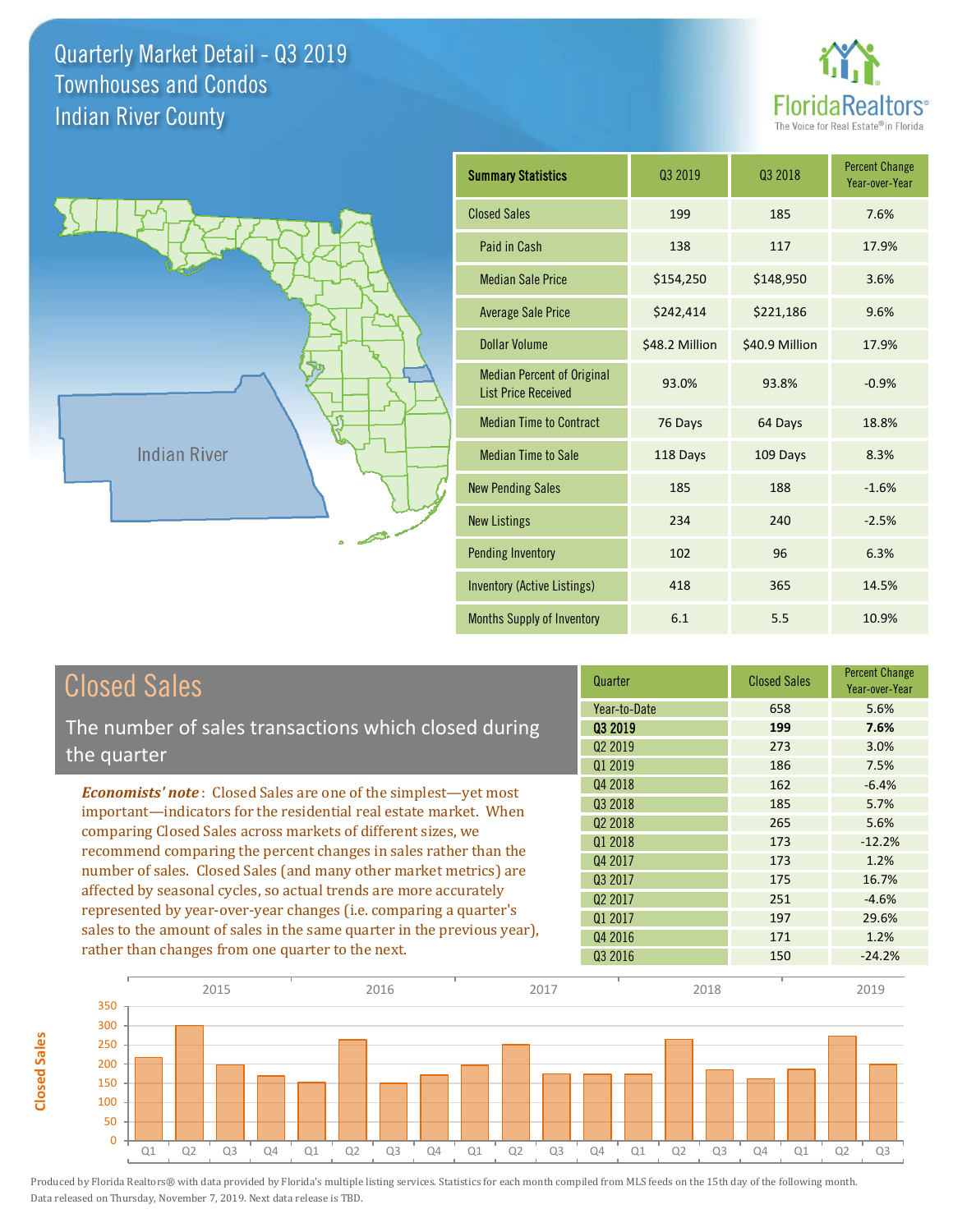# Quarterly Market Detail - Q3 2019
## Townhouses and Condos
## Indian River County

FloridaRealtors® The Voice for Real Estate® in Florida

| Summary Statistics | Q3 2019 | Q3 2018 | Percent Change Year-over-Year |
|---|---|---|---|
| Closed Sales | 199 | 185 | 7.6% |
| Paid in Cash | 138 | 117 | 17.9% |
| Median Sale Price | $154,250 | $148,950 | 3.6% |
| Average Sale Price | $242,414 | $221,186 | 9.6% |
| Dollar Volume | $48.2 Million | $40.9 Million | 17.9% |
| Median Percent of Original List Price Received | 93.0% | 93.8% | -0.9% |
| Median Time to Contract | 76 Days | 64 Days | 18.8% |
| Median Time to Sale | 118 Days | 109 Days | 8.3% |
| New Pending Sales | 185 | 188 | -1.6% |
| New Listings | 234 | 240 | -2.5% |
| Pending Inventory | 102 | 96 | 6.3% |
| Inventory (Active Listings) | 418 | 365 | 14.5% |
| Months Supply of Inventory | 6.1 | 5.5 | 10.9% |

## Closed Sales

The number of sales transactions which closed during the quarter

***Economists' note***: Closed Sales are one of the simplest—yet most important—indicators for the residential real estate market. When comparing Closed Sales across markets of different sizes, we recommend comparing the percent changes in sales rather than the number of sales. Closed Sales (and many other market metrics) are affected by seasonal cycles, so actual trends are more accurately represented by year-over-year changes (i.e. comparing a quarter's sales to the amount of sales in the same quarter in the previous year), rather than changes from one quarter to the next.

| Quarter | Closed Sales | Percent Change Year-over-Year |
|---|---|---|
| Year-to-Date | 658 | 5.6% |
| **Q3 2019** | **199** | **7.6%** |
| Q2 2019 | 273 | 3.0% |
| Q1 2019 | 186 | 7.5% |
| Q4 2018 | 162 | -6.4% |
| Q3 2018 | 185 | 5.7% |
| Q2 2018 | 265 | 5.6% |
| Q1 2018 | 173 | -12.2% |
| Q4 2017 | 173 | 1.2% |
| Q3 2017 | 175 | 16.7% |
| Q2 2017 | 251 | -4.6% |
| Q1 2017 | 197 | 29.6% |
| Q4 2016 | 171 | 1.2% |
| Q3 2016 | 150 | -24.2% |

Produced by Florida Realtors® with data provided by Florida's multiple listing services. Statistics for each month compiled from MLS feeds on the 15th day of the following month. Data released on Thursday, November 7, 2019. Next data release is TBD.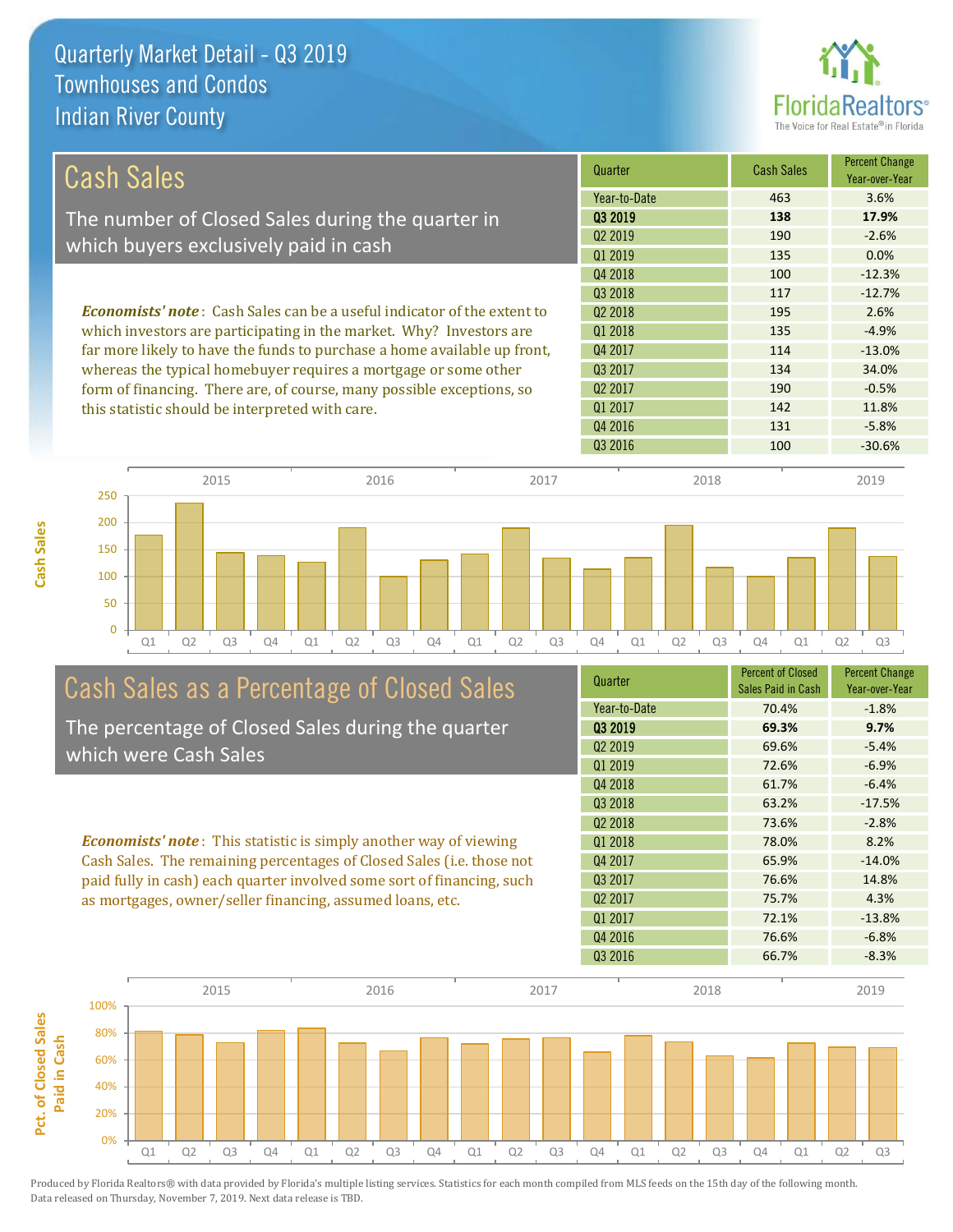# Quarterly Market Detail - Q3 2019
## Townhouses and Condos
## Indian River County

## Cash Sales

The number of Closed Sales during the quarter in which buyers exclusively paid in cash

***Economists' note***: Cash Sales can be a useful indicator of the extent to which investors are participating in the market. Why? Investors are far more likely to have the funds to purchase a home available up front, whereas the typical homebuyer requires a mortgage or some other form of financing. There are, of course, many possible exceptions, so this statistic should be interpreted with care.

| Quarter | Cash Sales | Percent Change Year-over-Year |
|---|---|---|
| Year-to-Date | 463 | 3.6% |
| **Q3 2019** | **138** | **17.9%** |
| Q2 2019 | 190 | -2.6% |
| Q1 2019 | 135 | 0.0% |
| Q4 2018 | 100 | -12.3% |
| Q3 2018 | 117 | -12.7% |
| Q2 2018 | 195 | 2.6% |
| Q1 2018 | 135 | -4.9% |
| Q4 2017 | 114 | -13.0% |
| Q3 2017 | 134 | 34.0% |
| Q2 2017 | 190 | -0.5% |
| Q1 2017 | 142 | 11.8% |
| Q4 2016 | 131 | -5.8% |
| Q3 2016 | 100 | -30.6% |

## Cash Sales as a Percentage of Closed Sales

The percentage of Closed Sales during the quarter which were Cash Sales

***Economists' note***: This statistic is simply another way of viewing Cash Sales. The remaining percentages of Closed Sales (i.e. those not paid fully in cash) each quarter involved some sort of financing, such as mortgages, owner/seller financing, assumed loans, etc.

| Quarter | Percent of Closed Sales Paid in Cash | Percent Change Year-over-Year |
|---|---|---|
| Year-to-Date | 70.4% | -1.8% |
| **Q3 2019** | **69.3%** | **9.7%** |
| Q2 2019 | 69.6% | -5.4% |
| Q1 2019 | 72.6% | -6.9% |
| Q4 2018 | 61.7% | -6.4% |
| Q3 2018 | 63.2% | -17.5% |
| Q2 2018 | 73.6% | -2.8% |
| Q1 2018 | 78.0% | 8.2% |
| Q4 2017 | 65.9% | -14.0% |
| Q3 2017 | 76.6% | 14.8% |
| Q2 2017 | 75.7% | 4.3% |
| Q1 2017 | 72.1% | -13.8% |
| Q4 2016 | 76.6% | -6.8% |
| Q3 2016 | 66.7% | -8.3% |

Produced by Florida Realtors® with data provided by Florida's multiple listing services. Statistics for each month compiled from MLS feeds on the 15th day of the following month. Data released on Thursday, November 7, 2019. Next data release is TBD.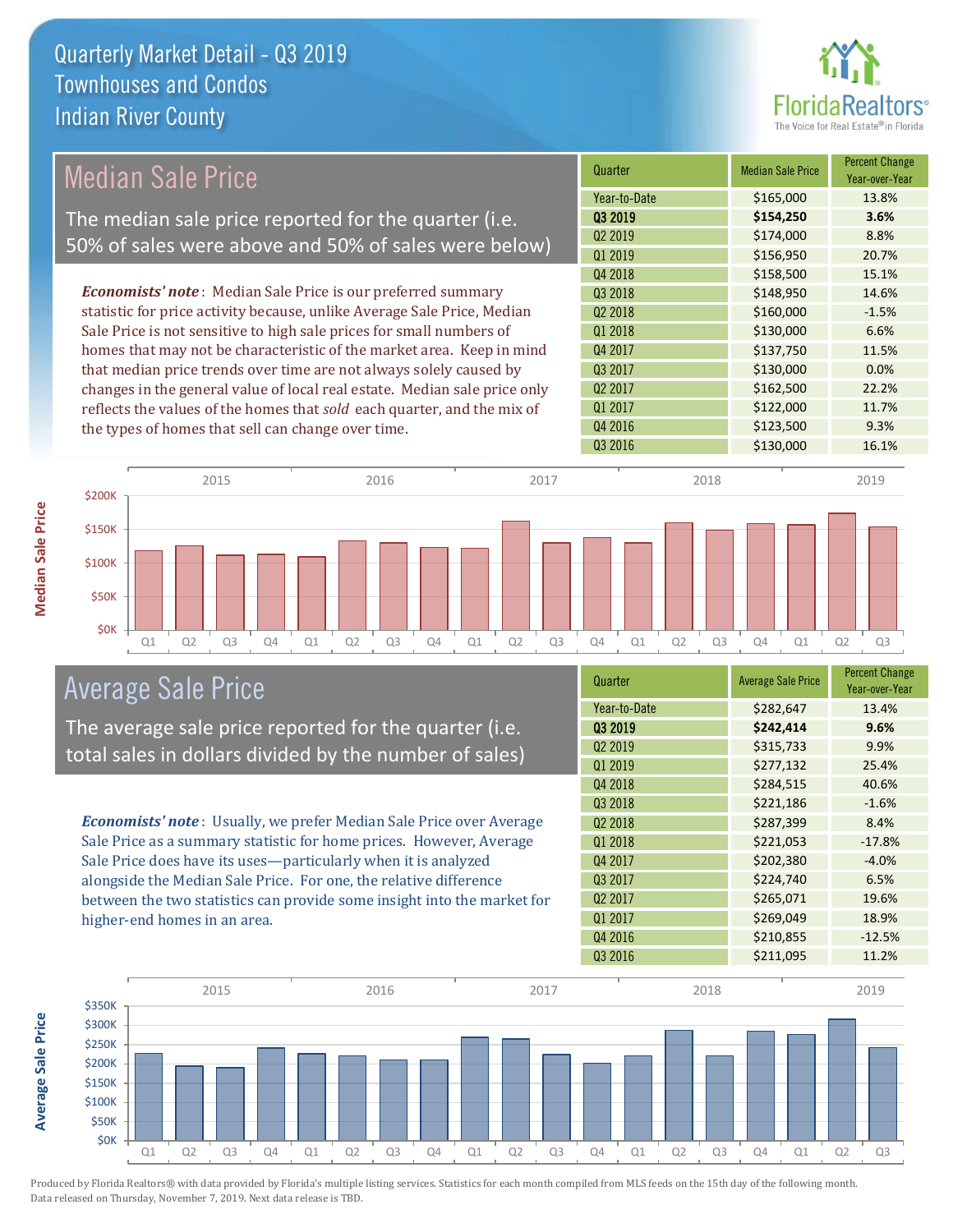# Quarterly Market Detail - Q3 2019
## Townhouses and Condos
## Indian River County

## Median Sale Price

The median sale price reported for the quarter (i.e. 50% of sales were above and 50% of sales were below)

***Economists' note***: Median Sale Price is our preferred summary statistic for price activity because, unlike Average Sale Price, Median Sale Price is not sensitive to high sale prices for small numbers of homes that may not be characteristic of the market area. Keep in mind that median price trends over time are not always solely caused by changes in the general value of local real estate. Median sale price only reflects the values of the homes that *sold* each quarter, and the mix of the types of homes that sell can change over time.

| Quarter | Median Sale Price | Percent Change Year-over-Year |
|---|---|---|
| Year-to-Date | $165,000 | 13.8% |
| **Q3 2019** | **$154,250** | **3.6%** |
| Q2 2019 | $174,000 | 8.8% |
| Q1 2019 | $156,950 | 20.7% |
| Q4 2018 | $158,500 | 15.1% |
| Q3 2018 | $148,950 | 14.6% |
| Q2 2018 | $160,000 | -1.5% |
| Q1 2018 | $130,000 | 6.6% |
| Q4 2017 | $137,750 | 11.5% |
| Q3 2017 | $130,000 | 0.0% |
| Q2 2017 | $162,500 | 22.2% |
| Q1 2017 | $122,000 | 11.7% |
| Q4 2016 | $123,500 | 9.3% |
| Q3 2016 | $130,000 | 16.1% |

## Average Sale Price

The average sale price reported for the quarter (i.e. total sales in dollars divided by the number of sales)

***Economists' note***: Usually, we prefer Median Sale Price over Average Sale Price as a summary statistic for home prices. However, Average Sale Price does have its uses—particularly when it is analyzed alongside the Median Sale Price. For one, the relative difference between the two statistics can provide some insight into the market for higher-end homes in an area.

| Quarter | Average Sale Price | Percent Change Year-over-Year |
|---|---|---|
| Year-to-Date | $282,647 | 13.4% |
| **Q3 2019** | **$242,414** | **9.6%** |
| Q2 2019 | $315,733 | 9.9% |
| Q1 2019 | $277,132 | 25.4% |
| Q4 2018 | $284,515 | 40.6% |
| Q3 2018 | $221,186 | -1.6% |
| Q2 2018 | $287,399 | 8.4% |
| Q1 2018 | $221,053 | -17.8% |
| Q4 2017 | $202,380 | -4.0% |
| Q3 2017 | $224,740 | 6.5% |
| Q2 2017 | $265,071 | 19.6% |
| Q1 2017 | $269,049 | 18.9% |
| Q4 2016 | $210,855 | -12.5% |
| Q3 2016 | $211,095 | 11.2% |

Produced by Florida Realtors® with data provided by Florida's multiple listing services. Statistics for each month compiled from MLS feeds on the 15th day of the following month. Data released on Thursday, November 7, 2019. Next data release is TBD.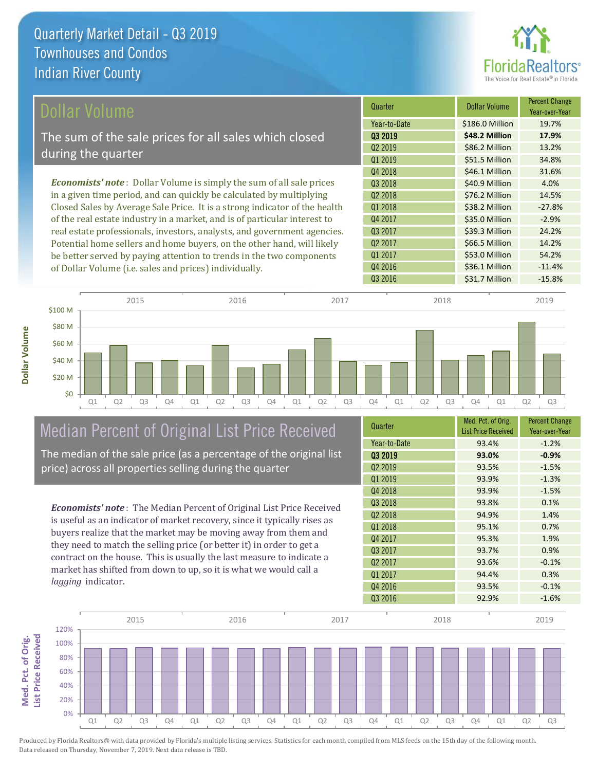# Quarterly Market Detail - Q3 2019
## Townhouses and Condos
## Indian River County

## Dollar Volume

The sum of the sale prices for all sales which closed during the quarter

***Economists' note***: Dollar Volume is simply the sum of all sale prices in a given time period, and can quickly be calculated by multiplying Closed Sales by Average Sale Price. It is a strong indicator of the health of the real estate industry in a market, and is of particular interest to real estate professionals, investors, analysts, and government agencies. Potential home sellers and home buyers, on the other hand, will likely be better served by paying attention to trends in the two components of Dollar Volume (i.e. sales and prices) individually.

| Quarter | Dollar Volume | Percent Change Year-over-Year |
|---|---|---|
| Year-to-Date | $186.0 Million | 19.7% |
| **Q3 2019** | **$48.2 Million** | **17.9%** |
| Q2 2019 | $86.2 Million | 13.2% |
| Q1 2019 | $51.5 Million | 34.8% |
| Q4 2018 | $46.1 Million | 31.6% |
| Q3 2018 | $40.9 Million | 4.0% |
| Q2 2018 | $76.2 Million | 14.5% |
| Q1 2018 | $38.2 Million | -27.8% |
| Q4 2017 | $35.0 Million | -2.9% |
| Q3 2017 | $39.3 Million | 24.2% |
| Q2 2017 | $66.5 Million | 14.2% |
| Q1 2017 | $53.0 Million | 54.2% |
| Q4 2016 | $36.1 Million | -11.4% |
| Q3 2016 | $31.7 Million | -15.8% |

## Median Percent of Original List Price Received

The median of the sale price (as a percentage of the original list price) across all properties selling during the quarter

***Economists' note***: The Median Percent of Original List Price Received is useful as an indicator of market recovery, since it typically rises as buyers realize that the market may be moving away from them and they need to match the selling price (or better it) in order to get a contract on the house. This is usually the last measure to indicate a market has shifted from down to up, so it is what we would call a *lagging* indicator.

| Quarter | Med. Pct. of Orig. List Price Received | Percent Change Year-over-Year |
|---|---|---|
| Year-to-Date | 93.4% | -1.2% |
| **Q3 2019** | **93.0%** | **-0.9%** |
| Q2 2019 | 93.5% | -1.5% |
| Q1 2019 | 93.9% | -1.3% |
| Q4 2018 | 93.9% | -1.5% |
| Q3 2018 | 93.8% | 0.1% |
| Q2 2018 | 94.9% | 1.4% |
| Q1 2018 | 95.1% | 0.7% |
| Q4 2017 | 95.3% | 1.9% |
| Q3 2017 | 93.7% | 0.9% |
| Q2 2017 | 93.6% | -0.1% |
| Q1 2017 | 94.4% | 0.3% |
| Q4 2016 | 93.5% | -0.1% |
| Q3 2016 | 92.9% | -1.6% |

Produced by Florida Realtors® with data provided by Florida's multiple listing services. Statistics for each month compiled from MLS feeds on the 15th day of the following month. Data released on Thursday, November 7, 2019. Next data release is TBD.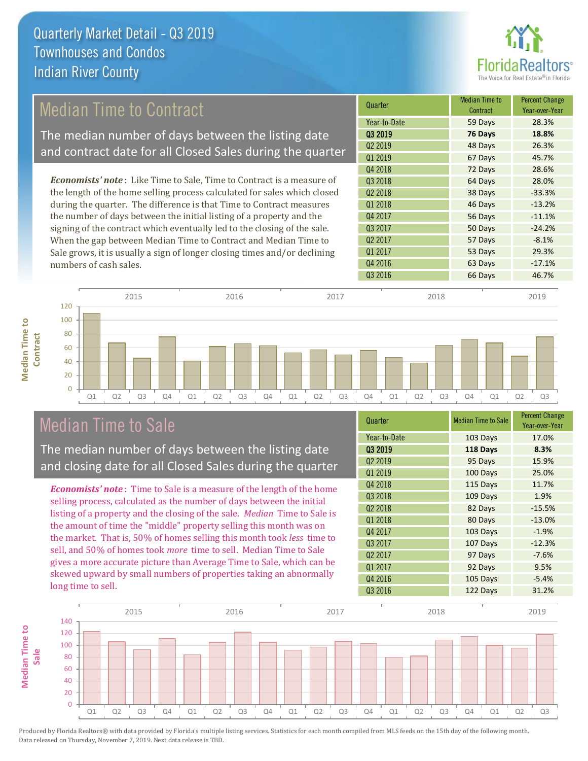# Quarterly Market Detail - Q3 2019
## Townhouses and Condos
## Indian River County

## Median Time to Contract

The median number of days between the listing date and contract date for all Closed Sales during the quarter

*Economists' note*: Like Time to Sale, Time to Contract is a measure of the length of the home selling process calculated for sales which closed during the quarter. The difference is that Time to Contract measures the number of days between the initial listing of a property and the signing of the contract which eventually led to the closing of the sale. When the gap between Median Time to Contract and Median Time to Sale grows, it is usually a sign of longer closing times and/or declining numbers of cash sales.

| Quarter | Median Time to Contract | Percent Change Year-over-Year |
|---|---|---|
| Year-to-Date | 59 Days | 28.3% |
| **Q3 2019** | **76 Days** | **18.8%** |
| Q2 2019 | 48 Days | 26.3% |
| Q1 2019 | 67 Days | 45.7% |
| Q4 2018 | 72 Days | 28.6% |
| Q3 2018 | 64 Days | 28.0% |
| Q2 2018 | 38 Days | -33.3% |
| Q1 2018 | 46 Days | -13.2% |
| Q4 2017 | 56 Days | -11.1% |
| Q3 2017 | 50 Days | -24.2% |
| Q2 2017 | 57 Days | -8.1% |
| Q1 2017 | 53 Days | 29.3% |
| Q4 2016 | 63 Days | -17.1% |
| Q3 2016 | 66 Days | 46.7% |

## Median Time to Sale

The median number of days between the listing date and closing date for all Closed Sales during the quarter

*Economists' note*: Time to Sale is a measure of the length of the home selling process, calculated as the number of days between the initial listing of a property and the closing of the sale. *Median* Time to Sale is the amount of time the "middle" property selling this month was on the market. That is, 50% of homes selling this month took *less* time to sell, and 50% of homes took *more* time to sell. Median Time to Sale gives a more accurate picture than Average Time to Sale, which can be skewed upward by small numbers of properties taking an abnormally long time to sell.

| Quarter | Median Time to Sale | Percent Change Year-over-Year |
|---|---|---|
| Year-to-Date | 103 Days | 17.0% |
| **Q3 2019** | **118 Days** | **8.3%** |
| Q2 2019 | 95 Days | 15.9% |
| Q1 2019 | 100 Days | 25.0% |
| Q4 2018 | 115 Days | 11.7% |
| Q3 2018 | 109 Days | 1.9% |
| Q2 2018 | 82 Days | -15.5% |
| Q1 2018 | 80 Days | -13.0% |
| Q4 2017 | 103 Days | -1.9% |
| Q3 2017 | 107 Days | -12.3% |
| Q2 2017 | 97 Days | -7.6% |
| Q1 2017 | 92 Days | 9.5% |
| Q4 2016 | 105 Days | -5.4% |
| Q3 2016 | 122 Days | 31.2% |

Produced by Florida Realtors® with data provided by Florida's multiple listing services. Statistics for each month compiled from MLS feeds on the 15th day of the following month. Data released on Thursday, November 7, 2019. Next data release is TBD.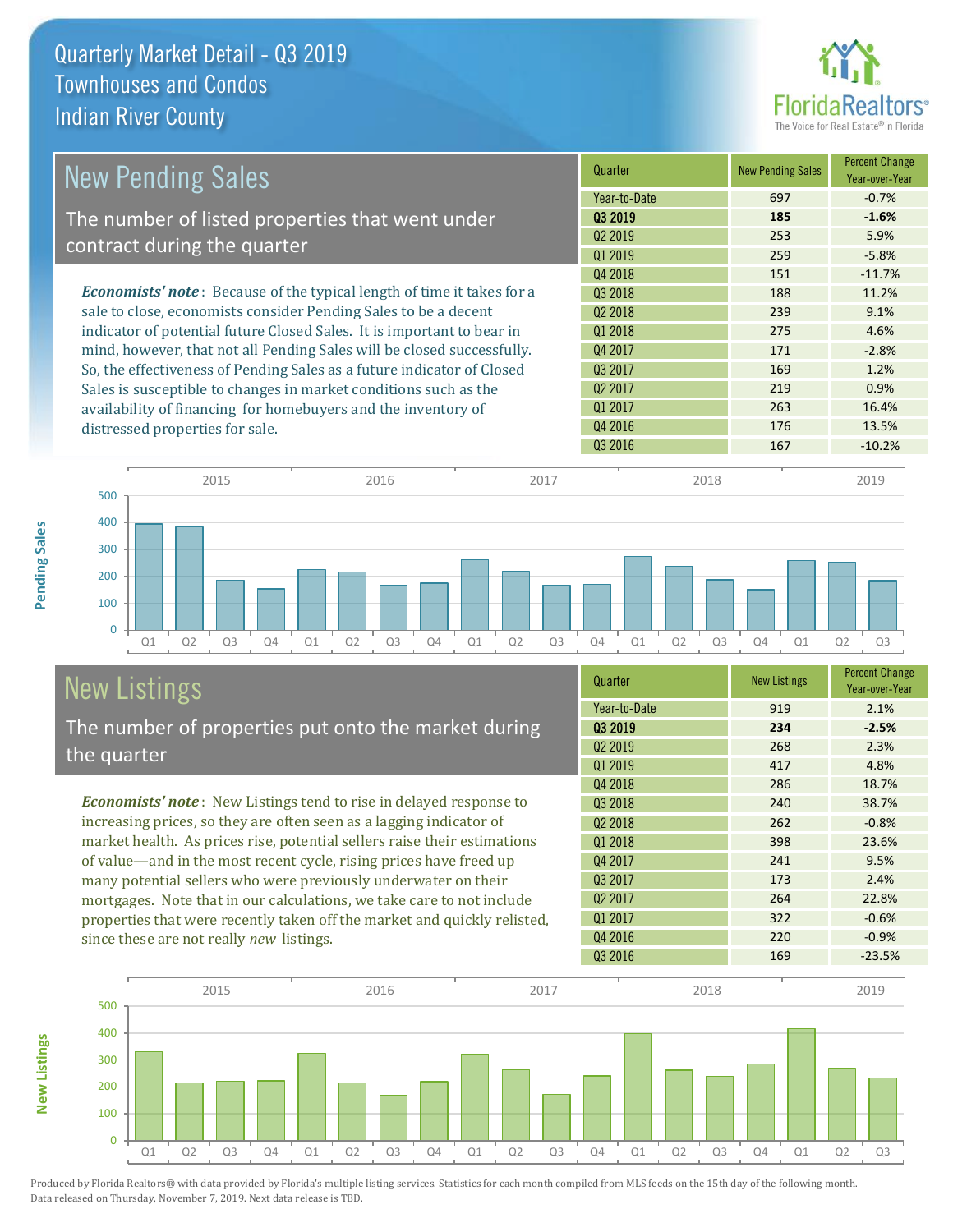# Quarterly Market Detail - Q3 2019
## Townhouses and Condos
## Indian River County

## New Pending Sales

The number of listed properties that went under contract during the quarter

*Economists' note*: Because of the typical length of time it takes for a sale to close, economists consider Pending Sales to be a decent indicator of potential future Closed Sales. It is important to bear in mind, however, that not all Pending Sales will be closed successfully. So, the effectiveness of Pending Sales as a future indicator of Closed Sales is susceptible to changes in market conditions such as the availability of financing for homebuyers and the inventory of distressed properties for sale.

| Quarter | New Pending Sales | Percent Change Year-over-Year |
|---|---|---|
| Year-to-Date | 697 | -0.7% |
| **Q3 2019** | **185** | **-1.6%** |
| Q2 2019 | 253 | 5.9% |
| Q1 2019 | 259 | -5.8% |
| Q4 2018 | 151 | -11.7% |
| Q3 2018 | 188 | 11.2% |
| Q2 2018 | 239 | 9.1% |
| Q1 2018 | 275 | 4.6% |
| Q4 2017 | 171 | -2.8% |
| Q3 2017 | 169 | 1.2% |
| Q2 2017 | 219 | 0.9% |
| Q1 2017 | 263 | 16.4% |
| Q4 2016 | 176 | 13.5% |
| Q3 2016 | 167 | -10.2% |

## New Listings

The number of properties put onto the market during the quarter

*Economists' note*: New Listings tend to rise in delayed response to increasing prices, so they are often seen as a lagging indicator of market health. As prices rise, potential sellers raise their estimations of value—and in the most recent cycle, rising prices have freed up many potential sellers who were previously underwater on their mortgages. Note that in our calculations, we take care to not include properties that were recently taken off the market and quickly relisted, since these are not really *new* listings.

| Quarter | New Listings | Percent Change Year-over-Year |
|---|---|---|
| Year-to-Date | 919 | 2.1% |
| **Q3 2019** | **234** | **-2.5%** |
| Q2 2019 | 268 | 2.3% |
| Q1 2019 | 417 | 4.8% |
| Q4 2018 | 286 | 18.7% |
| Q3 2018 | 240 | 38.7% |
| Q2 2018 | 262 | -0.8% |
| Q1 2018 | 398 | 23.6% |
| Q4 2017 | 241 | 9.5% |
| Q3 2017 | 173 | 2.4% |
| Q2 2017 | 264 | 22.8% |
| Q1 2017 | 322 | -0.6% |
| Q4 2016 | 220 | -0.9% |
| Q3 2016 | 169 | -23.5% |

Produced by Florida Realtors® with data provided by Florida's multiple listing services. Statistics for each month compiled from MLS feeds on the 15th day of the following month. Data released on Thursday, November 7, 2019. Next data release is TBD.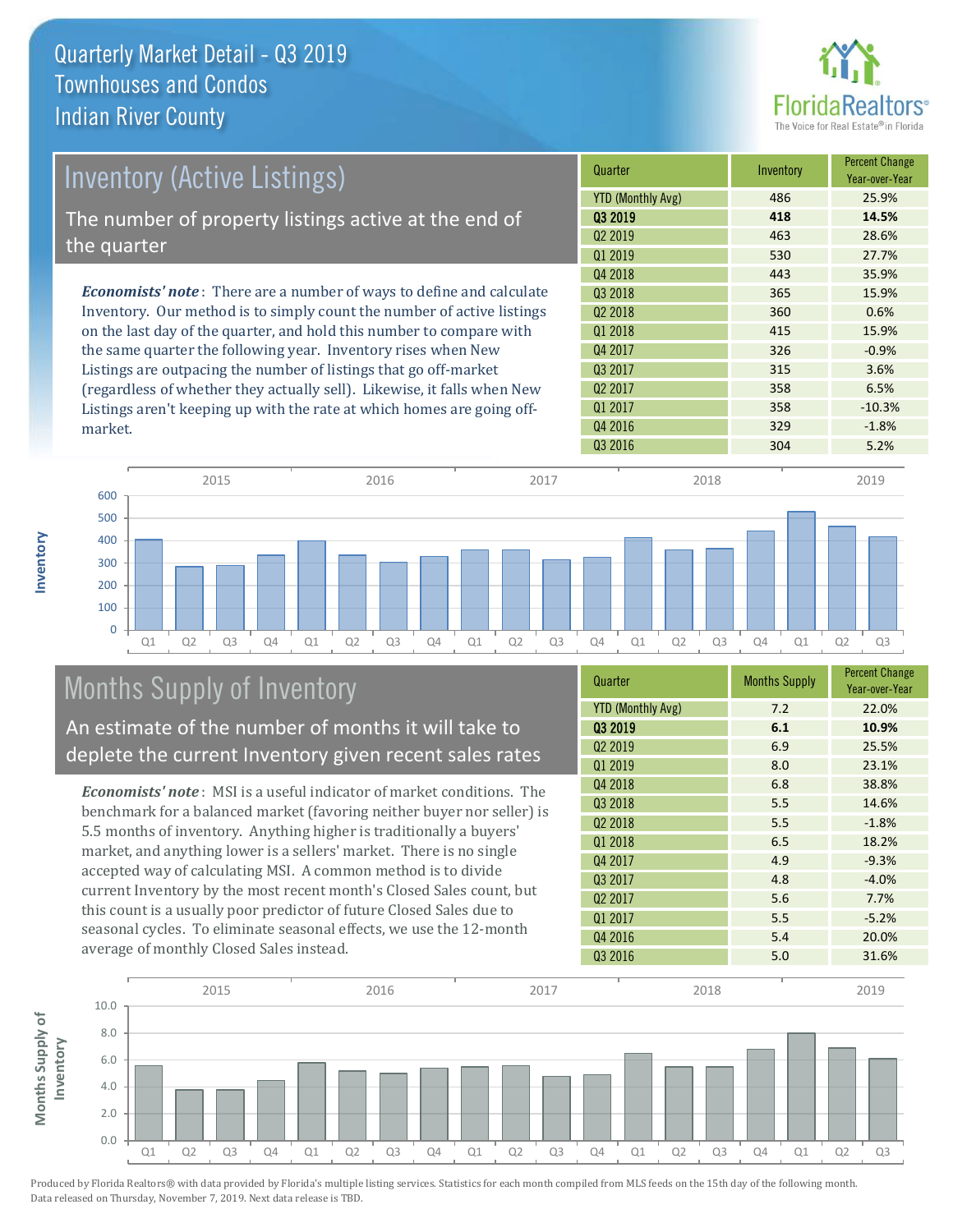# Quarterly Market Detail - Q3 2019
## Townhouses and Condos
## Indian River County

## Inventory (Active Listings)

The number of property listings active at the end of the quarter

*Economists' note*: There are a number of ways to define and calculate Inventory. Our method is to simply count the number of active listings on the last day of the quarter, and hold this number to compare with the same quarter the following year. Inventory rises when New Listings are outpacing the number of listings that go off-market (regardless of whether they actually sell). Likewise, it falls when New Listings aren't keeping up with the rate at which homes are going off-market.

| Quarter | Inventory | Percent Change Year-over-Year |
|---|---|---|
| YTD (Monthly Avg) | 486 | 25.9% |
| **Q3 2019** | **418** | **14.5%** |
| Q2 2019 | 463 | 28.6% |
| Q1 2019 | 530 | 27.7% |
| Q4 2018 | 443 | 35.9% |
| Q3 2018 | 365 | 15.9% |
| Q2 2018 | 360 | 0.6% |
| Q1 2018 | 415 | 15.9% |
| Q4 2017 | 326 | -0.9% |
| Q3 2017 | 315 | 3.6% |
| Q2 2017 | 358 | 6.5% |
| Q1 2017 | 358 | -10.3% |
| Q4 2016 | 329 | -1.8% |
| Q3 2016 | 304 | 5.2% |

## Months Supply of Inventory

An estimate of the number of months it will take to deplete the current Inventory given recent sales rates

*Economists' note*: MSI is a useful indicator of market conditions. The benchmark for a balanced market (favoring neither buyer nor seller) is 5.5 months of inventory. Anything higher is traditionally a buyers' market, and anything lower is a sellers' market. There is no single accepted way of calculating MSI. A common method is to divide current Inventory by the most recent month's Closed Sales count, but this count is a usually poor predictor of future Closed Sales due to seasonal cycles. To eliminate seasonal effects, we use the 12-month average of monthly Closed Sales instead.

| Quarter | Months Supply | Percent Change Year-over-Year |
|---|---|---|
| YTD (Monthly Avg) | 7.2 | 22.0% |
| **Q3 2019** | **6.1** | **10.9%** |
| Q2 2019 | 6.9 | 25.5% |
| Q1 2019 | 8.0 | 23.1% |
| Q4 2018 | 6.8 | 38.8% |
| Q3 2018 | 5.5 | 14.6% |
| Q2 2018 | 5.5 | -1.8% |
| Q1 2018 | 6.5 | 18.2% |
| Q4 2017 | 4.9 | -9.3% |
| Q3 2017 | 4.8 | -4.0% |
| Q2 2017 | 5.6 | 7.7% |
| Q1 2017 | 5.5 | -5.2% |
| Q4 2016 | 5.4 | 20.0% |
| Q3 2016 | 5.0 | 31.6% |

Produced by Florida Realtors® with data provided by Florida's multiple listing services. Statistics for each month compiled from MLS feeds on the 15th day of the following month. Data released on Thursday, November 7, 2019. Next data release is TBD.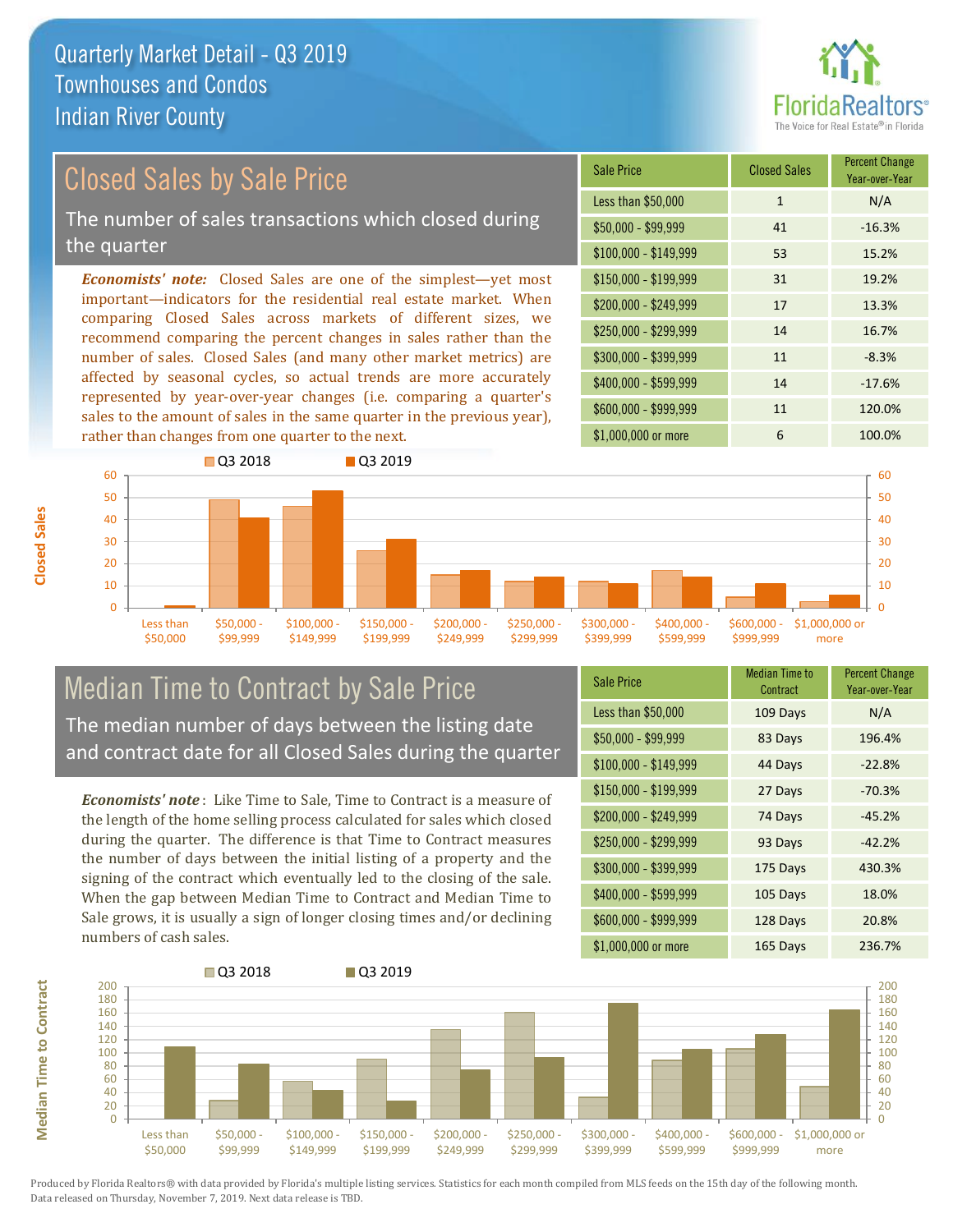# Quarterly Market Detail - Q3 2019
## Townhouses and Condos
## Indian River County

## Closed Sales by Sale Price

The number of sales transactions which closed during the quarter

*Economists' note:* Closed Sales are one of the simplest—yet most important—indicators for the residential real estate market. When comparing Closed Sales across markets of different sizes, we recommend comparing the percent changes in sales rather than the number of sales. Closed Sales (and many other market metrics) are affected by seasonal cycles, so actual trends are more accurately represented by year-over-year changes (i.e. comparing a quarter's sales to the amount of sales in the same quarter in the previous year), rather than changes from one quarter to the next.

| Sale Price | Closed Sales | Percent Change Year-over-Year |
|---|---|---|
| Less than $50,000 | 1 | N/A |
| $50,000 - $99,999 | 41 | -16.3% |
| $100,000 - $149,999 | 53 | 15.2% |
| $150,000 - $199,999 | 31 | 19.2% |
| $200,000 - $249,999 | 17 | 13.3% |
| $250,000 - $299,999 | 14 | 16.7% |
| $300,000 - $399,999 | 11 | -8.3% |
| $400,000 - $599,999 | 14 | -17.6% |
| $600,000 - $999,999 | 11 | 120.0% |
| $1,000,000 or more | 6 | 100.0% |

## Median Time to Contract by Sale Price

The median number of days between the listing date and contract date for all Closed Sales during the quarter

*Economists' note*: Like Time to Sale, Time to Contract is a measure of the length of the home selling process calculated for sales which closed during the quarter. The difference is that Time to Contract measures the number of days between the initial listing of a property and the signing of the contract which eventually led to the closing of the sale. When the gap between Median Time to Contract and Median Time to Sale grows, it is usually a sign of longer closing times and/or declining numbers of cash sales.

| Sale Price | Median Time to Contract | Percent Change Year-over-Year |
|---|---|---|
| Less than $50,000 | 109 Days | N/A |
| $50,000 - $99,999 | 83 Days | 196.4% |
| $100,000 - $149,999 | 44 Days | -22.8% |
| $150,000 - $199,999 | 27 Days | -70.3% |
| $200,000 - $249,999 | 74 Days | -45.2% |
| $250,000 - $299,999 | 93 Days | -42.2% |
| $300,000 - $399,999 | 175 Days | 430.3% |
| $400,000 - $599,999 | 105 Days | 18.0% |
| $600,000 - $999,999 | 128 Days | 20.8% |
| $1,000,000 or more | 165 Days | 236.7% |

Produced by Florida Realtors® with data provided by Florida's multiple listing services. Statistics for each month compiled from MLS feeds on the 15th day of the following month. Data released on Thursday, November 7, 2019. Next data release is TBD.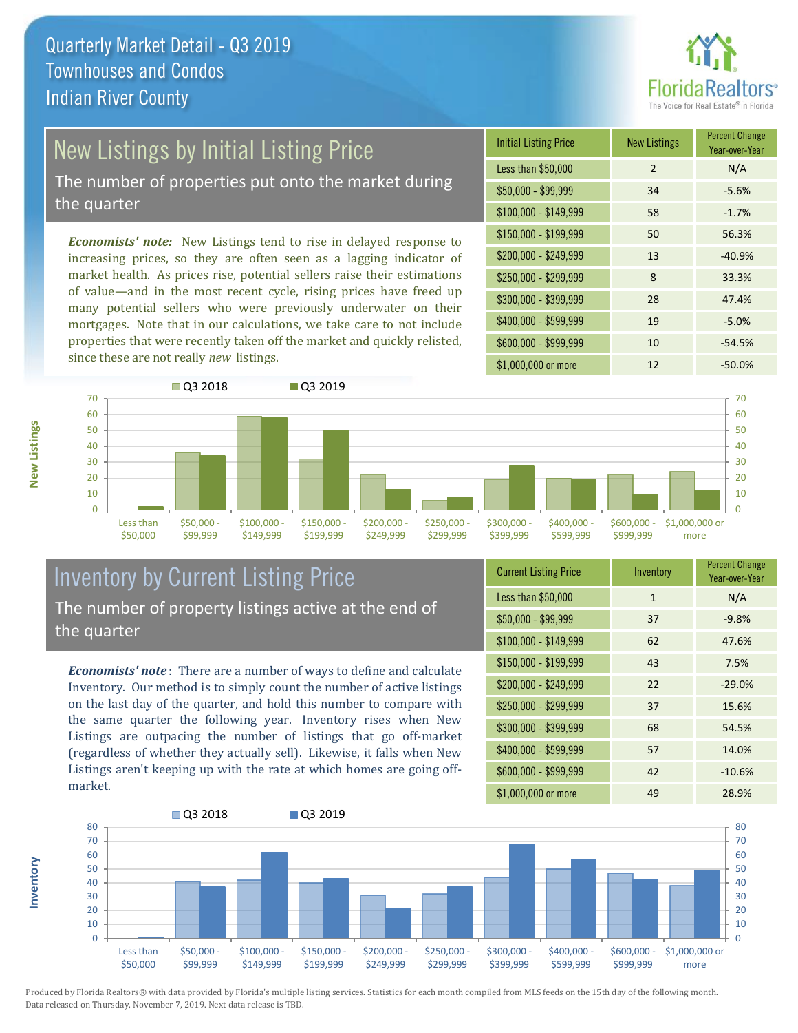# Quarterly Market Detail - Q3 2019
## Townhouses and Condos
## Indian River County

## New Listings by Initial Listing Price

The number of properties put onto the market during the quarter

*Economists' note:* New Listings tend to rise in delayed response to increasing prices, so they are often seen as a lagging indicator of market health. As prices rise, potential sellers raise their estimations of value—and in the most recent cycle, rising prices have freed up many potential sellers who were previously underwater on their mortgages. Note that in our calculations, we take care to not include properties that were recently taken off the market and quickly relisted, since these are not really *new* listings.

| Initial Listing Price | New Listings | Percent Change Year-over-Year |
|---|---|---|
| Less than $50,000 | 2 | N/A |
| $50,000 - $99,999 | 34 | -5.6% |
| $100,000 - $149,999 | 58 | -1.7% |
| $150,000 - $199,999 | 50 | 56.3% |
| $200,000 - $249,999 | 13 | -40.9% |
| $250,000 - $299,999 | 8 | 33.3% |
| $300,000 - $399,999 | 28 | 47.4% |
| $400,000 - $599,999 | 19 | -5.0% |
| $600,000 - $999,999 | 10 | -54.5% |
| $1,000,000 or more | 12 | -50.0% |

## Inventory by Current Listing Price

The number of property listings active at the end of the quarter

*Economists' note*: There are a number of ways to define and calculate Inventory. Our method is to simply count the number of active listings on the last day of the quarter, and hold this number to compare with the same quarter the following year. Inventory rises when New Listings are outpacing the number of listings that go off-market (regardless of whether they actually sell). Likewise, it falls when New Listings aren't keeping up with the rate at which homes are going off-market.

| Current Listing Price | Inventory | Percent Change Year-over-Year |
|---|---|---|
| Less than $50,000 | 1 | N/A |
| $50,000 - $99,999 | 37 | -9.8% |
| $100,000 - $149,999 | 62 | 47.6% |
| $150,000 - $199,999 | 43 | 7.5% |
| $200,000 - $249,999 | 22 | -29.0% |
| $250,000 - $299,999 | 37 | 15.6% |
| $300,000 - $399,999 | 68 | 54.5% |
| $400,000 - $599,999 | 57 | 14.0% |
| $600,000 - $999,999 | 42 | -10.6% |
| $1,000,000 or more | 49 | 28.9% |

Produced by Florida Realtors® with data provided by Florida's multiple listing services. Statistics for each month compiled from MLS feeds on the 15th day of the following month. Data released on Thursday, November 7, 2019. Next data release is TBD.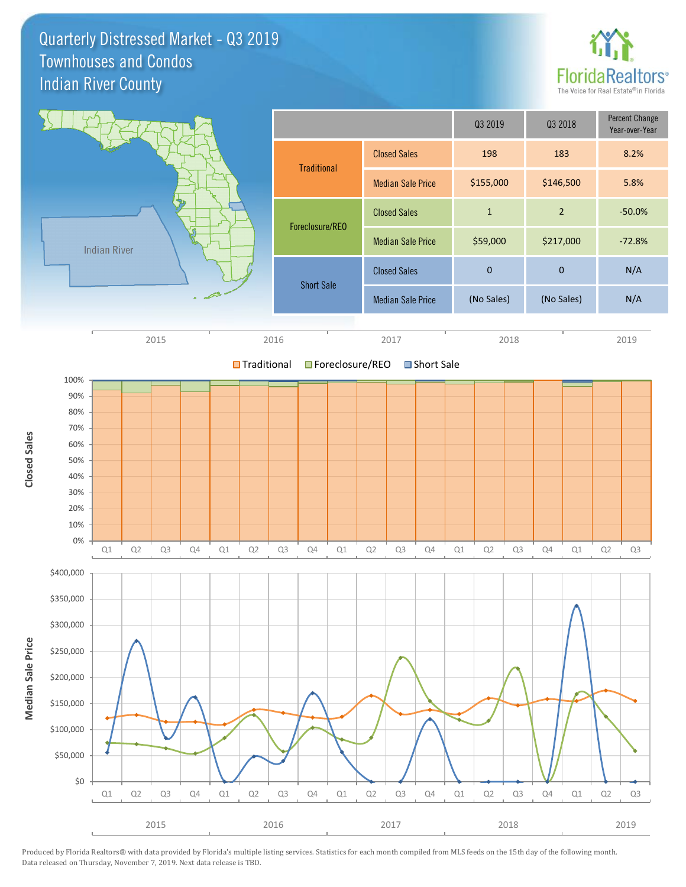# Quarterly Distressed Market - Q3 2019
## Townhouses and Condos
## Indian River County

FloridaRealtors®
The Voice for Real Estate® in Florida

Indian River

| | | Q3 2019 | Q3 2018 | Percent Change Year-over-Year |
|---|---|---|---|---|
| Traditional | Closed Sales | 198 | 183 | 8.2% |
| | Median Sale Price | $155,000 | $146,500 | 5.8% |
| Foreclosure/REO | Closed Sales | 1 | 2 | -50.0% |
| | Median Sale Price | $59,000 | $217,000 | -72.8% |
| Short Sale | Closed Sales | 0 | 0 | N/A |
| | Median Sale Price | (No Sales) | (No Sales) | N/A |

2015 2016 2017 2018 2019

Traditional Foreclosure/REO Short Sale

Closed Sales

100% 90% 80% 70% 60% 50% 40% 30% 20% 10% 0%

Q1 Q2 Q3 Q4 Q1 Q2 Q3 Q4 Q1 Q2 Q3 Q4 Q1 Q2 Q3 Q4 Q1 Q2 Q3

Median Sale Price

$400,000 $350,000 $300,000 $250,000 $200,000 $150,000 $100,000 $50,000 $0

Q1 Q2 Q3 Q4 Q1 Q2 Q3 Q4 Q1 Q2 Q3 Q4 Q1 Q2 Q3 Q4 Q1 Q2 Q3

2015 2016 2017 2018 2019

Produced by Florida Realtors® with data provided by Florida's multiple listing services. Statistics for each month compiled from MLS feeds on the 15th day of the following month. Data released on Thursday, November 7, 2019. Next data release is TBD.